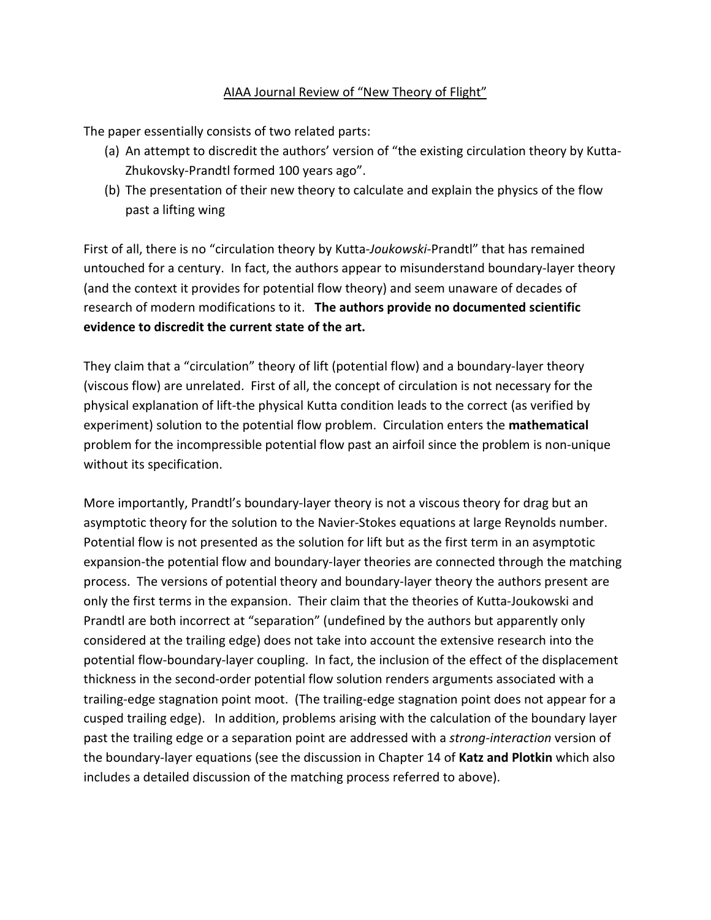# AIAA Journal Review of "New Theory of Flight"

The paper essentially consists of two related parts:

(a) An attempt to discredit the authors' version of "the existing circulation theory by Kutta-Zhukovsky-Prandtl formed 100 years ago".

(b) The presentation of their new theory to calculate and explain the physics of the flow past a lifting wing

First of all, there is no "circulation theory by Kutta-*Joukowski*-Prandtl" that has remained untouched for a century. In fact, the authors appear to misunderstand boundary-layer theory (and the context it provides for potential flow theory) and seem unaware of decades of research of modern modifications to it. **The authors provide no documented scientific evidence to discredit the current state of the art.**

They claim that a "circulation" theory of lift (potential flow) and a boundary-layer theory (viscous flow) are unrelated. First of all, the concept of circulation is not necessary for the physical explanation of lift-the physical Kutta condition leads to the correct (as verified by experiment) solution to the potential flow problem. Circulation enters the **mathematical** problem for the incompressible potential flow past an airfoil since the problem is non-unique without its specification.

More importantly, Prandtl's boundary-layer theory is not a viscous theory for drag but an asymptotic theory for the solution to the Navier-Stokes equations at large Reynolds number. Potential flow is not presented as the solution for lift but as the first term in an asymptotic expansion-the potential flow and boundary-layer theories are connected through the matching process. The versions of potential theory and boundary-layer theory the authors present are only the first terms in the expansion. Their claim that the theories of Kutta-Joukowski and Prandtl are both incorrect at "separation" (undefined by the authors but apparently only considered at the trailing edge) does not take into account the extensive research into the potential flow-boundary-layer coupling. In fact, the inclusion of the effect of the displacement thickness in the second-order potential flow solution renders arguments associated with a trailing-edge stagnation point moot. (The trailing-edge stagnation point does not appear for a cusped trailing edge). In addition, problems arising with the calculation of the boundary layer past the trailing edge or a separation point are addressed with a *strong-interaction* version of the boundary-layer equations (see the discussion in Chapter 14 of **Katz and Plotkin** which also includes a detailed discussion of the matching process referred to above).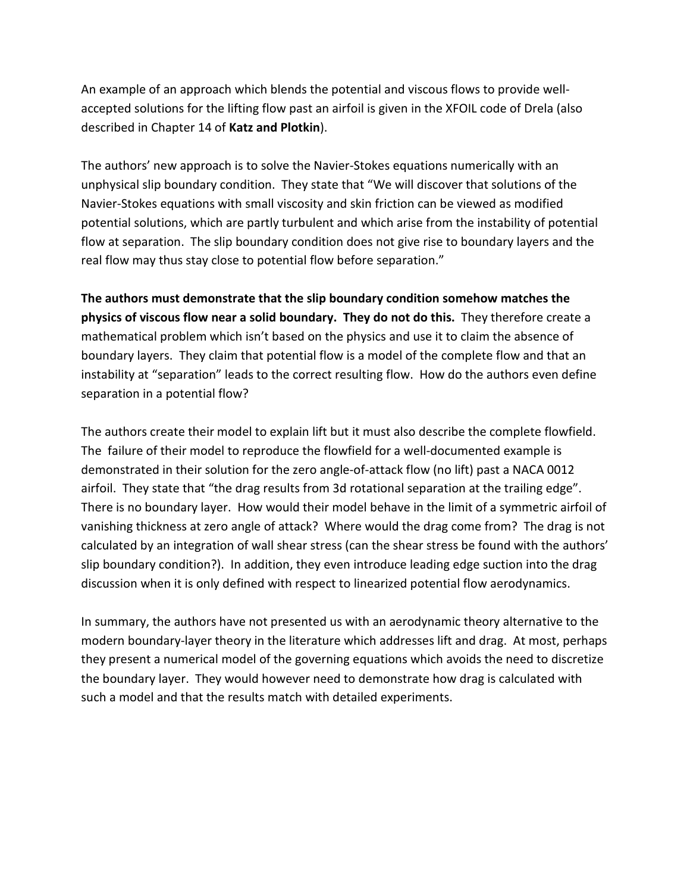An example of an approach which blends the potential and viscous flows to provide well-accepted solutions for the lifting flow past an airfoil is given in the XFOIL code of Drela (also described in Chapter 14 of **Katz and Plotkin**).

The authors' new approach is to solve the Navier-Stokes equations numerically with an unphysical slip boundary condition. They state that "We will discover that solutions of the Navier-Stokes equations with small viscosity and skin friction can be viewed as modified potential solutions, which are partly turbulent and which arise from the instability of potential flow at separation. The slip boundary condition does not give rise to boundary layers and the real flow may thus stay close to potential flow before separation."

**The authors must demonstrate that the slip boundary condition somehow matches the physics of viscous flow near a solid boundary. They do not do this.** They therefore create a mathematical problem which isn't based on the physics and use it to claim the absence of boundary layers. They claim that potential flow is a model of the complete flow and that an instability at "separation" leads to the correct resulting flow. How do the authors even define separation in a potential flow?

The authors create their model to explain lift but it must also describe the complete flowfield. The failure of their model to reproduce the flowfield for a well-documented example is demonstrated in their solution for the zero angle-of-attack flow (no lift) past a NACA 0012 airfoil. They state that "the drag results from 3d rotational separation at the trailing edge". There is no boundary layer. How would their model behave in the limit of a symmetric airfoil of vanishing thickness at zero angle of attack? Where would the drag come from? The drag is not calculated by an integration of wall shear stress (can the shear stress be found with the authors' slip boundary condition?). In addition, they even introduce leading edge suction into the drag discussion when it is only defined with respect to linearized potential flow aerodynamics.

In summary, the authors have not presented us with an aerodynamic theory alternative to the modern boundary-layer theory in the literature which addresses lift and drag. At most, perhaps they present a numerical model of the governing equations which avoids the need to discretize the boundary layer. They would however need to demonstrate how drag is calculated with such a model and that the results match with detailed experiments.